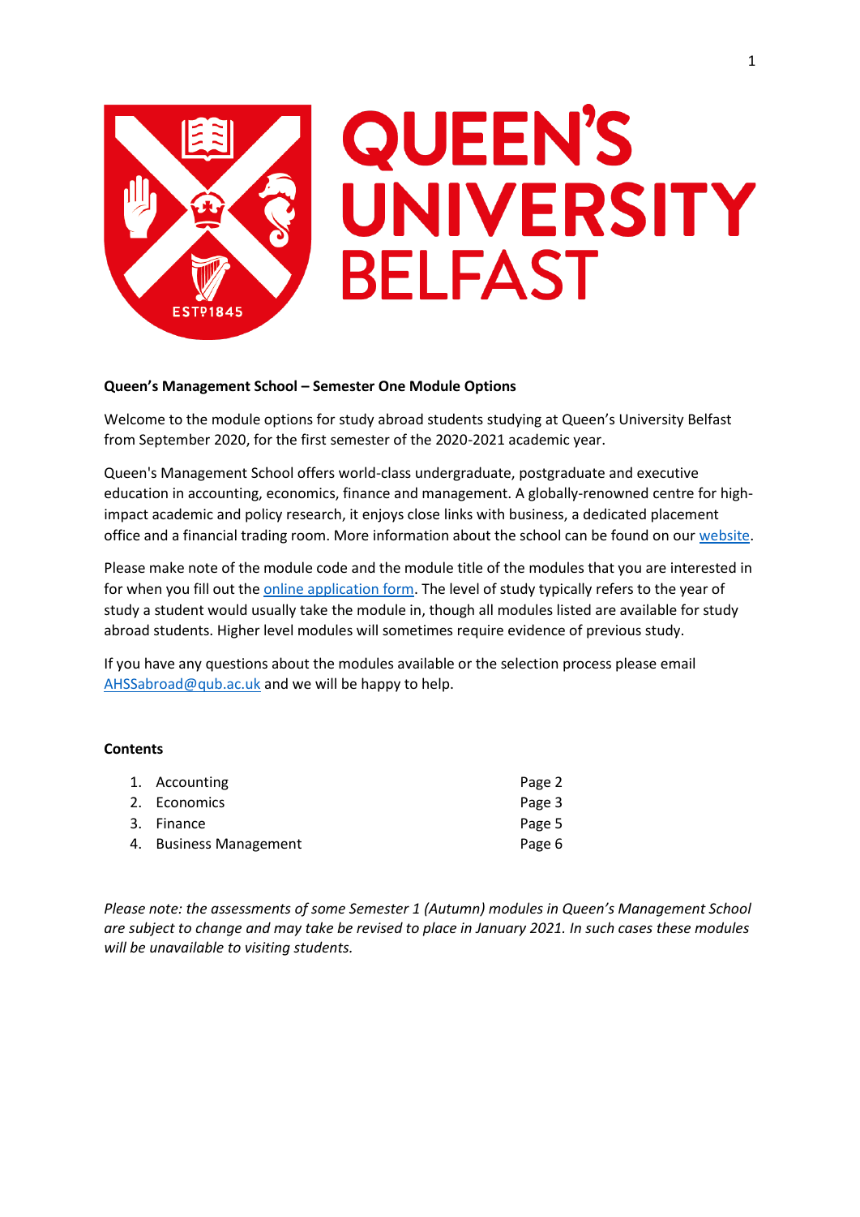**Queen's Management School – Semester One Module Options**

Welcome to the module options for study abroad students studying at Queen's University Belfast from September 2020, for the first semester of the 2020-2021 academic year.

Queen's Management School offers world-class undergraduate, postgraduate and executive education in accounting, economics, finance and management. A globally-renowned centre for high-impact academic and policy research, it enjoys close links with business, a dedicated placement office and a financial trading room. More information about the school can be found on our website.

Please make note of the module code and the module title of the modules that you are interested in for when you fill out the online application form. The level of study typically refers to the year of study a student would usually take the module in, though all modules listed are available for study abroad students. Higher level modules will sometimes require evidence of previous study.

If you have any questions about the modules available or the selection process please email AHSSabroad@qub.ac.uk and we will be happy to help.

**Contents**

1. Accounting — Page 2
2. Economics — Page 3
3. Finance — Page 5
4. Business Management — Page 6

*Please note: the assessments of some Semester 1 (Autumn) modules in Queen's Management School are subject to change and may take be revised to place in January 2021. In such cases these modules will be unavailable to visiting students.*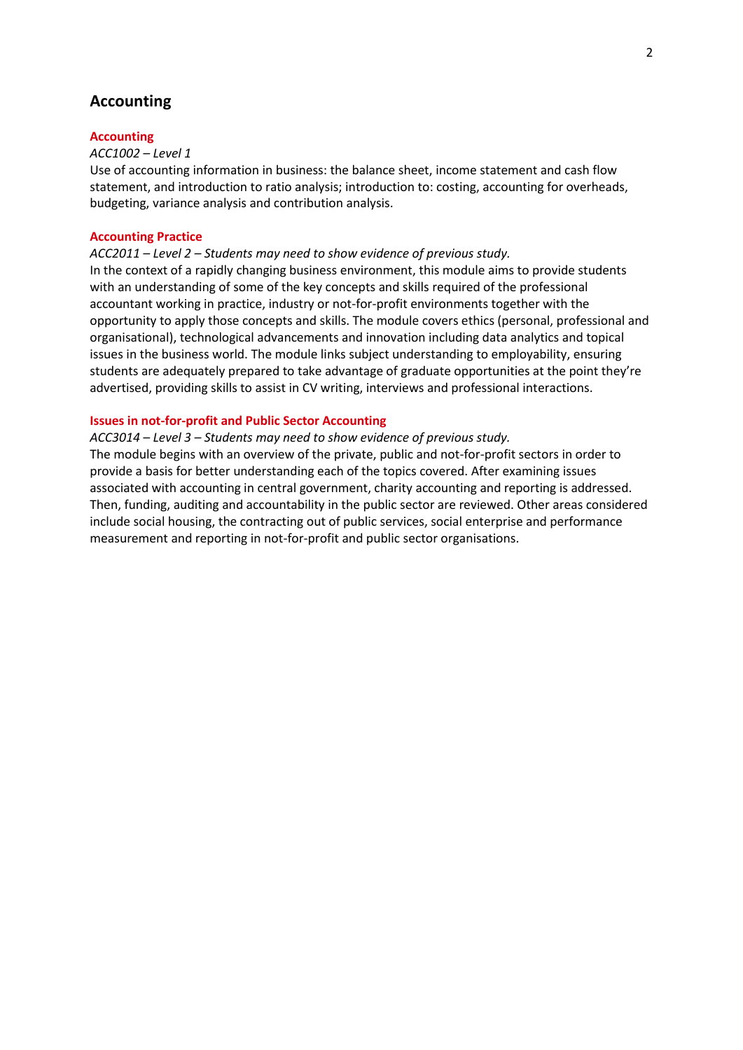## Accounting

### Accounting

*ACC1002 – Level 1*

Use of accounting information in business: the balance sheet, income statement and cash flow statement, and introduction to ratio analysis; introduction to: costing, accounting for overheads, budgeting, variance analysis and contribution analysis.

### Accounting Practice

*ACC2011 – Level 2 – Students may need to show evidence of previous study.*

In the context of a rapidly changing business environment, this module aims to provide students with an understanding of some of the key concepts and skills required of the professional accountant working in practice, industry or not-for-profit environments together with the opportunity to apply those concepts and skills. The module covers ethics (personal, professional and organisational), technological advancements and innovation including data analytics and topical issues in the business world. The module links subject understanding to employability, ensuring students are adequately prepared to take advantage of graduate opportunities at the point they're advertised, providing skills to assist in CV writing, interviews and professional interactions.

### Issues in not-for-profit and Public Sector Accounting

*ACC3014 – Level 3 – Students may need to show evidence of previous study.*

The module begins with an overview of the private, public and not-for-profit sectors in order to provide a basis for better understanding each of the topics covered. After examining issues associated with accounting in central government, charity accounting and reporting is addressed. Then, funding, auditing and accountability in the public sector are reviewed. Other areas considered include social housing, the contracting out of public services, social enterprise and performance measurement and reporting in not-for-profit and public sector organisations.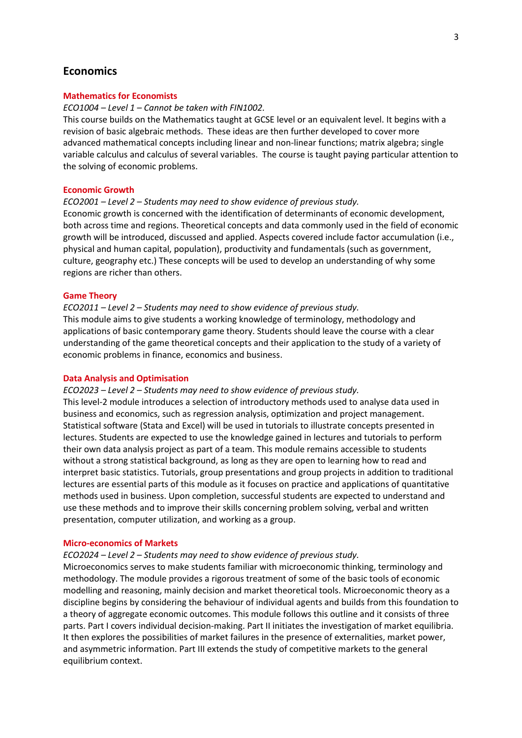## Economics

### Mathematics for Economists

*ECO1004 – Level 1 – Cannot be taken with FIN1002.*

This course builds on the Mathematics taught at GCSE level or an equivalent level. It begins with a revision of basic algebraic methods.  These ideas are then further developed to cover more advanced mathematical concepts including linear and non-linear functions; matrix algebra; single variable calculus and calculus of several variables.  The course is taught paying particular attention to the solving of economic problems.

### Economic Growth

*ECO2001 – Level 2 – Students may need to show evidence of previous study.*

Economic growth is concerned with the identification of determinants of economic development, both across time and regions. Theoretical concepts and data commonly used in the field of economic growth will be introduced, discussed and applied. Aspects covered include factor accumulation (i.e., physical and human capital, population), productivity and fundamentals (such as government, culture, geography etc.) These concepts will be used to develop an understanding of why some regions are richer than others.

### Game Theory

*ECO2011 – Level 2 – Students may need to show evidence of previous study.*

This module aims to give students a working knowledge of terminology, methodology and applications of basic contemporary game theory. Students should leave the course with a clear understanding of the game theoretical concepts and their application to the study of a variety of economic problems in finance, economics and business.

### Data Analysis and Optimisation

*ECO2023 – Level 2 – Students may need to show evidence of previous study.*

This level-2 module introduces a selection of introductory methods used to analyse data used in business and economics, such as regression analysis, optimization and project management. Statistical software (Stata and Excel) will be used in tutorials to illustrate concepts presented in lectures. Students are expected to use the knowledge gained in lectures and tutorials to perform their own data analysis project as part of a team. This module remains accessible to students without a strong statistical background, as long as they are open to learning how to read and interpret basic statistics. Tutorials, group presentations and group projects in addition to traditional lectures are essential parts of this module as it focuses on practice and applications of quantitative methods used in business. Upon completion, successful students are expected to understand and use these methods and to improve their skills concerning problem solving, verbal and written presentation, computer utilization, and working as a group.

### Micro-economics of Markets

*ECO2024 – Level 2 – Students may need to show evidence of previous study.*

Microeconomics serves to make students familiar with microeconomic thinking, terminology and methodology. The module provides a rigorous treatment of some of the basic tools of economic modelling and reasoning, mainly decision and market theoretical tools. Microeconomic theory as a discipline begins by considering the behaviour of individual agents and builds from this foundation to a theory of aggregate economic outcomes. This module follows this outline and it consists of three parts. Part I covers individual decision-making. Part II initiates the investigation of market equilibria. It then explores the possibilities of market failures in the presence of externalities, market power, and asymmetric information. Part III extends the study of competitive markets to the general equilibrium context.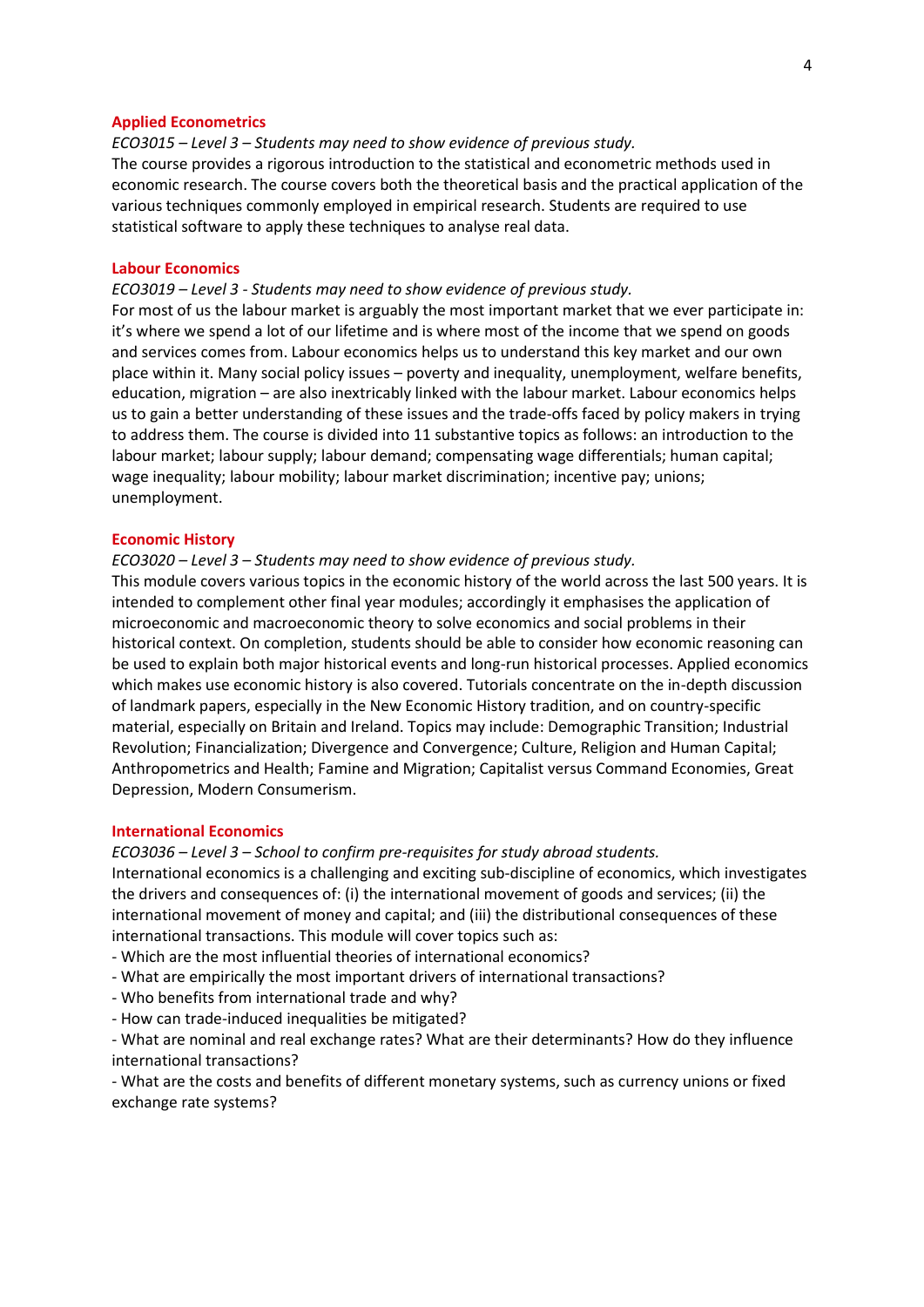### Applied Econometrics

*ECO3015 – Level 3 – Students may need to show evidence of previous study.*

The course provides a rigorous introduction to the statistical and econometric methods used in economic research. The course covers both the theoretical basis and the practical application of the various techniques commonly employed in empirical research. Students are required to use statistical software to apply these techniques to analyse real data.

### Labour Economics

*ECO3019 – Level 3 - Students may need to show evidence of previous study.*

For most of us the labour market is arguably the most important market that we ever participate in: it's where we spend a lot of our lifetime and is where most of the income that we spend on goods and services comes from. Labour economics helps us to understand this key market and our own place within it. Many social policy issues – poverty and inequality, unemployment, welfare benefits, education, migration – are also inextricably linked with the labour market. Labour economics helps us to gain a better understanding of these issues and the trade-offs faced by policy makers in trying to address them. The course is divided into 11 substantive topics as follows: an introduction to the labour market; labour supply; labour demand; compensating wage differentials; human capital; wage inequality; labour mobility; labour market discrimination; incentive pay; unions; unemployment.

### Economic History

*ECO3020 – Level 3 – Students may need to show evidence of previous study.*

This module covers various topics in the economic history of the world across the last 500 years. It is intended to complement other final year modules; accordingly it emphasises the application of microeconomic and macroeconomic theory to solve economics and social problems in their historical context. On completion, students should be able to consider how economic reasoning can be used to explain both major historical events and long-run historical processes. Applied economics which makes use economic history is also covered. Tutorials concentrate on the in-depth discussion of landmark papers, especially in the New Economic History tradition, and on country-specific material, especially on Britain and Ireland. Topics may include: Demographic Transition; Industrial Revolution; Financialization; Divergence and Convergence; Culture, Religion and Human Capital; Anthropometrics and Health; Famine and Migration; Capitalist versus Command Economies, Great Depression, Modern Consumerism.

### International Economics

*ECO3036 – Level 3 – School to confirm pre-requisites for study abroad students.*

International economics is a challenging and exciting sub-discipline of economics, which investigates the drivers and consequences of: (i) the international movement of goods and services; (ii) the international movement of money and capital; and (iii) the distributional consequences of these international transactions. This module will cover topics such as:

- Which are the most influential theories of international economics?
- What are empirically the most important drivers of international transactions?
- Who benefits from international trade and why?
- How can trade-induced inequalities be mitigated?
- What are nominal and real exchange rates? What are their determinants? How do they influence international transactions?
- What are the costs and benefits of different monetary systems, such as currency unions or fixed exchange rate systems?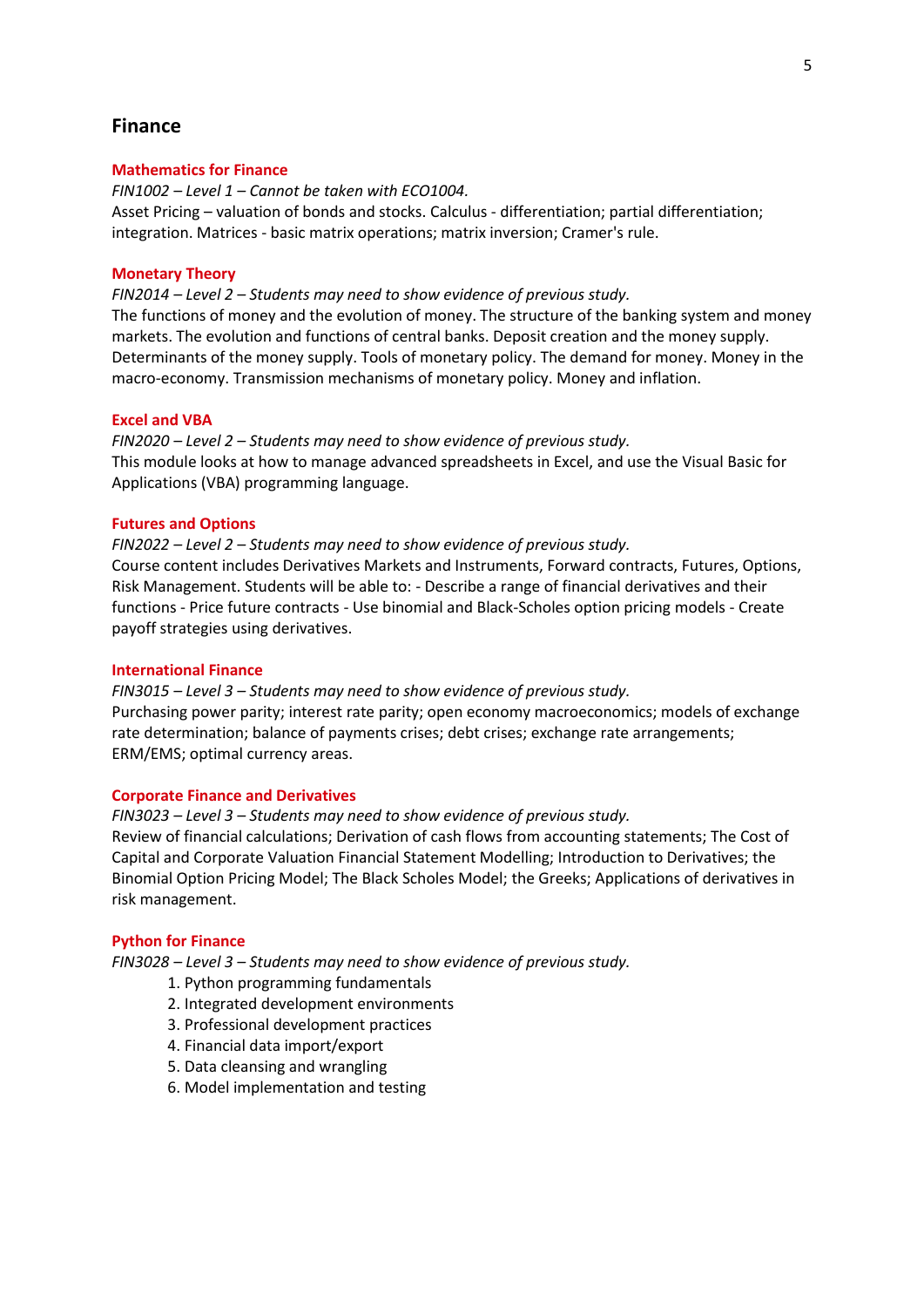## Finance

### Mathematics for Finance

*FIN1002 – Level 1 – Cannot be taken with ECO1004.*
Asset Pricing – valuation of bonds and stocks. Calculus - differentiation; partial differentiation; integration. Matrices - basic matrix operations; matrix inversion; Cramer's rule.

### Monetary Theory

*FIN2014 – Level 2 – Students may need to show evidence of previous study.*
The functions of money and the evolution of money. The structure of the banking system and money markets. The evolution and functions of central banks. Deposit creation and the money supply. Determinants of the money supply. Tools of monetary policy. The demand for money. Money in the macro-economy. Transmission mechanisms of monetary policy. Money and inflation.

### Excel and VBA

*FIN2020 – Level 2 – Students may need to show evidence of previous study.*
This module looks at how to manage advanced spreadsheets in Excel, and use the Visual Basic for Applications (VBA) programming language.

### Futures and Options

*FIN2022 – Level 2 – Students may need to show evidence of previous study.*
Course content includes Derivatives Markets and Instruments, Forward contracts, Futures, Options, Risk Management. Students will be able to: - Describe a range of financial derivatives and their functions - Price future contracts - Use binomial and Black-Scholes option pricing models - Create payoff strategies using derivatives.

### International Finance

*FIN3015 – Level 3 – Students may need to show evidence of previous study.*
Purchasing power parity; interest rate parity; open economy macroeconomics; models of exchange rate determination; balance of payments crises; debt crises; exchange rate arrangements; ERM/EMS; optimal currency areas.

### Corporate Finance and Derivatives

*FIN3023 – Level 3 – Students may need to show evidence of previous study.*
Review of financial calculations; Derivation of cash flows from accounting statements; The Cost of Capital and Corporate Valuation Financial Statement Modelling; Introduction to Derivatives; the Binomial Option Pricing Model; The Black Scholes Model; the Greeks; Applications of derivatives in risk management.

### Python for Finance

*FIN3028 – Level 3 – Students may need to show evidence of previous study.*

1. Python programming fundamentals
2. Integrated development environments
3. Professional development practices
4. Financial data import/export
5. Data cleansing and wrangling
6. Model implementation and testing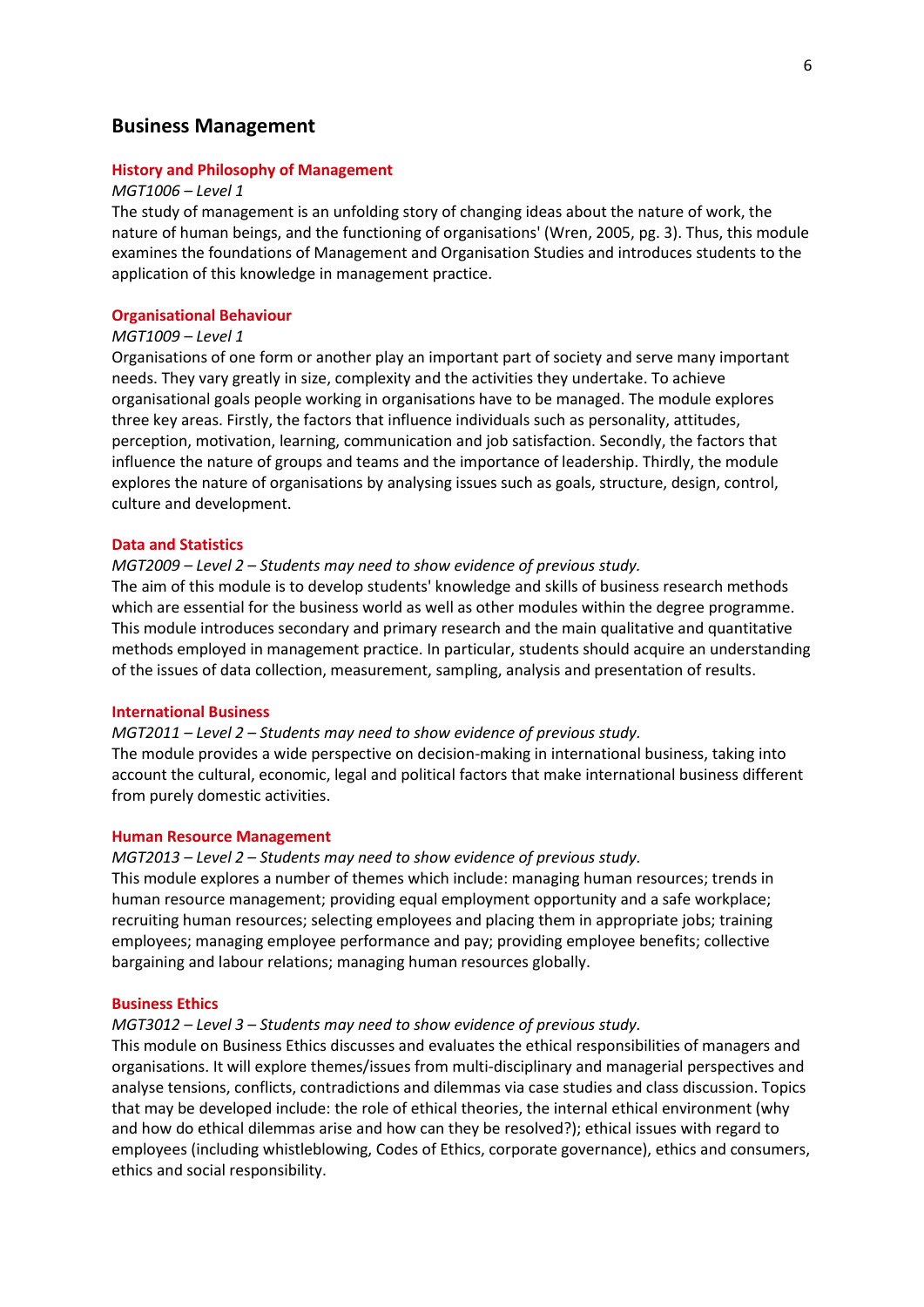## Business Management

### History and Philosophy of Management

*MGT1006 – Level 1*

The study of management is an unfolding story of changing ideas about the nature of work, the nature of human beings, and the functioning of organisations' (Wren, 2005, pg. 3). Thus, this module examines the foundations of Management and Organisation Studies and introduces students to the application of this knowledge in management practice.

### Organisational Behaviour

*MGT1009 – Level 1*

Organisations of one form or another play an important part of society and serve many important needs. They vary greatly in size, complexity and the activities they undertake. To achieve organisational goals people working in organisations have to be managed. The module explores three key areas. Firstly, the factors that influence individuals such as personality, attitudes, perception, motivation, learning, communication and job satisfaction. Secondly, the factors that influence the nature of groups and teams and the importance of leadership. Thirdly, the module explores the nature of organisations by analysing issues such as goals, structure, design, control, culture and development.

### Data and Statistics

*MGT2009 – Level 2 – Students may need to show evidence of previous study.*

The aim of this module is to develop students' knowledge and skills of business research methods which are essential for the business world as well as other modules within the degree programme. This module introduces secondary and primary research and the main qualitative and quantitative methods employed in management practice. In particular, students should acquire an understanding of the issues of data collection, measurement, sampling, analysis and presentation of results.

### International Business

*MGT2011 – Level 2 – Students may need to show evidence of previous study.*

The module provides a wide perspective on decision-making in international business, taking into account the cultural, economic, legal and political factors that make international business different from purely domestic activities.

### Human Resource Management

*MGT2013 – Level 2 – Students may need to show evidence of previous study.*

This module explores a number of themes which include: managing human resources; trends in human resource management; providing equal employment opportunity and a safe workplace; recruiting human resources; selecting employees and placing them in appropriate jobs; training employees; managing employee performance and pay; providing employee benefits; collective bargaining and labour relations; managing human resources globally.

### Business Ethics

*MGT3012 – Level 3 – Students may need to show evidence of previous study.*

This module on Business Ethics discusses and evaluates the ethical responsibilities of managers and organisations. It will explore themes/issues from multi-disciplinary and managerial perspectives and analyse tensions, conflicts, contradictions and dilemmas via case studies and class discussion. Topics that may be developed include: the role of ethical theories, the internal ethical environment (why and how do ethical dilemmas arise and how can they be resolved?); ethical issues with regard to employees (including whistleblowing, Codes of Ethics, corporate governance), ethics and consumers, ethics and social responsibility.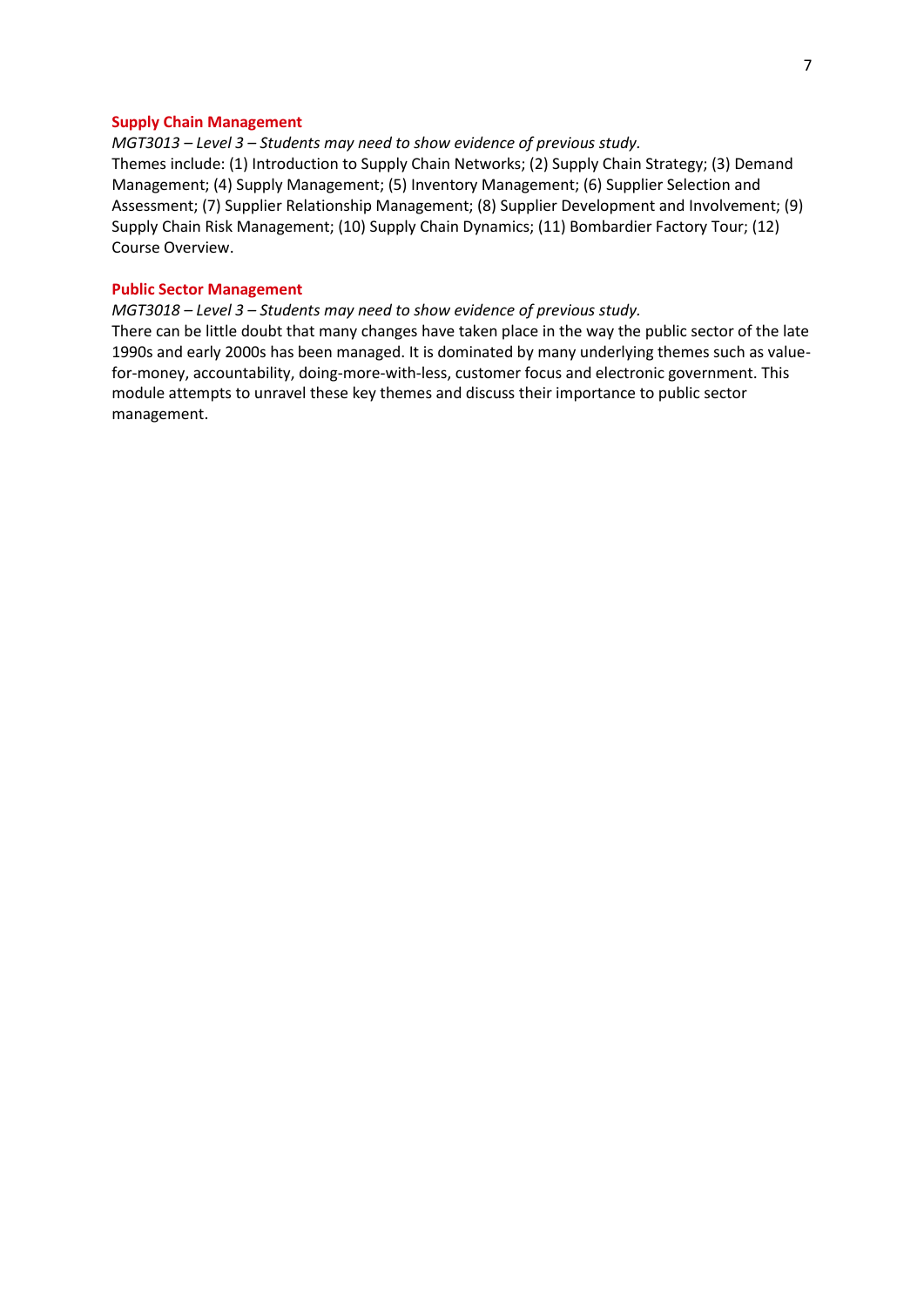### Supply Chain Management

*MGT3013 – Level 3 – Students may need to show evidence of previous study.*

Themes include: (1) Introduction to Supply Chain Networks; (2) Supply Chain Strategy; (3) Demand Management; (4) Supply Management; (5) Inventory Management; (6) Supplier Selection and Assessment; (7) Supplier Relationship Management; (8) Supplier Development and Involvement; (9) Supply Chain Risk Management; (10) Supply Chain Dynamics; (11) Bombardier Factory Tour; (12) Course Overview.

### Public Sector Management

*MGT3018 – Level 3 – Students may need to show evidence of previous study.*

There can be little doubt that many changes have taken place in the way the public sector of the late 1990s and early 2000s has been managed. It is dominated by many underlying themes such as value-for-money, accountability, doing-more-with-less, customer focus and electronic government. This module attempts to unravel these key themes and discuss their importance to public sector management.